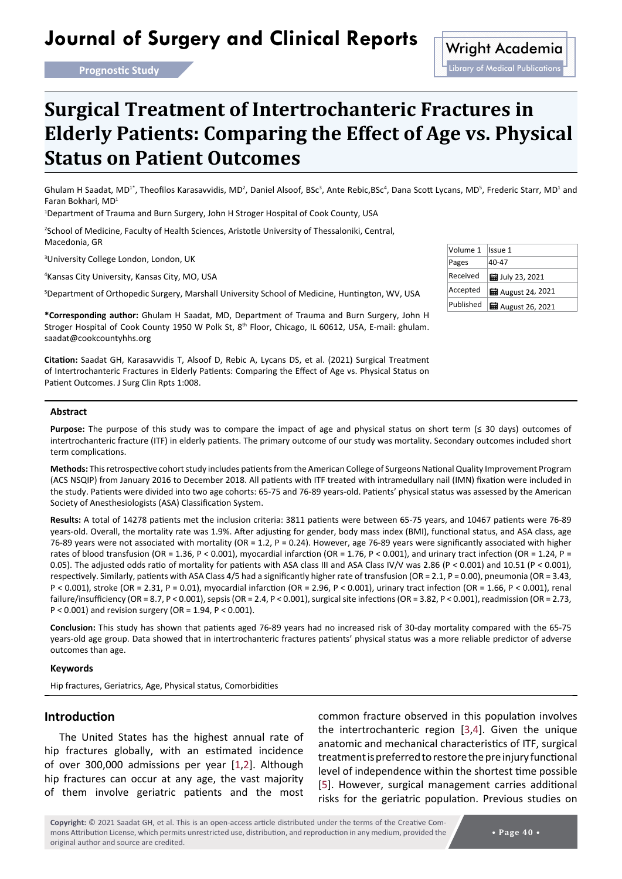# Journal of Surgery and Clinical Reports

Prognostic Study

# Surgical Treatment of Intertrochanteric Fractures in Elderly Patients: Comparing the Effect of Age vs. Physical Status on Patient Outcomes

Ghulam H Saadat, MD[1*], Theofilos Karasavvidis, MD[2], Daniel Alsoof, BSc[3], Ante Rebic,BSc[4], Dana Scott Lycans, MD[5], Frederic Starr, MD[1] and Faran Bokhari, MD[1]

[1]Department of Trauma and Burn Surgery, John H Stroger Hospital of Cook County, USA

[2]School of Medicine, Faculty of Health Sciences, Aristotle University of Thessaloniki, Central, Macedonia, GR

[3]University College London, London, UK

[4]Kansas City University, Kansas City, MO, USA

[5]Department of Orthopedic Surgery, Marshall University School of Medicine, Huntington, WV, USA

| | |
|---|---|
| Received | July 23, 2021 |
| Accepted | August 24, 2021 |
| Published | August 26, 2021 |

**\*Corresponding author:** Ghulam H Saadat, MD, Department of Trauma and Burn Surgery, John H Stroger Hospital of Cook County 1950 W Polk St, 8th Floor, Chicago, IL 60612, USA, E-mail: ghulam.saadat@cookcountyhhs.org

**Citation:** Saadat GH, Karasavvidis T, Alsoof D, Rebic A, Lycans DS, et al. (2021) Surgical Treatment of Intertrochanteric Fractures in Elderly Patients: Comparing the Effect of Age vs. Physical Status on Patient Outcomes. J Surg Clin Rpts 1:008.

### Abstract

**Purpose:** The purpose of this study was to compare the impact of age and physical status on short term (≤ 30 days) outcomes of intertrochanteric fracture (ITF) in elderly patients. The primary outcome of our study was mortality. Secondary outcomes included short term complications.

**Methods:** This retrospective cohort study includes patients from the American College of Surgeons National Quality Improvement Program (ACS NSQIP) from January 2016 to December 2018. All patients with ITF treated with intramedullary nail (IMN) fixation were included in the study. Patients were divided into two age cohorts: 65-75 and 76-89 years-old. Patients' physical status was assessed by the American Society of Anesthesiologists (ASA) Classification System.

**Results:** A total of 14278 patients met the inclusion criteria: 3811 patients were between 65-75 years, and 10467 patients were 76-89 years-old. Overall, the mortality rate was 1.9%. After adjusting for gender, body mass index (BMI), functional status, and ASA class, age 76-89 years were not associated with mortality (OR = 1.2, P = 0.24). However, age 76-89 years were significantly associated with higher rates of blood transfusion (OR = 1.36, P < 0.001), myocardial infarction (OR = 1.76, P < 0.001), and urinary tract infection (OR = 1.24, P = 0.05). The adjusted odds ratio of mortality for patients with ASA class III and ASA Class IV/V was 2.86 (P < 0.001) and 10.51 (P < 0.001), respectively. Similarly, patients with ASA Class 4/5 had a significantly higher rate of transfusion (OR = 2.1, P = 0.00), pneumonia (OR = 3.43, P < 0.001), stroke (OR = 2.31, P = 0.01), myocardial infarction (OR = 2.96, P < 0.001), urinary tract infection (OR = 1.66, P < 0.001), renal failure/insufficiency (OR = 8.7, P < 0.001), sepsis (OR = 2.4, P < 0.001), surgical site infections (OR = 3.82, P < 0.001), readmission (OR = 2.73, P < 0.001) and revision surgery (OR = 1.94, P < 0.001).

**Conclusion:** This study has shown that patients aged 76-89 years had no increased risk of 30-day mortality compared with the 65-75 years-old age group. Data showed that in intertrochanteric fractures patients' physical status was a more reliable predictor of adverse outcomes than age.

### Keywords

Hip fractures, Geriatrics, Age, Physical status, Comorbidities

## Introduction

The United States has the highest annual rate of hip fractures globally, with an estimated incidence of over 300,000 admissions per year [1,2]. Although hip fractures can occur at any age, the vast majority of them involve geriatric patients and the most common fracture observed in this population involves the intertrochanteric region [3,4]. Given the unique anatomic and mechanical characteristics of ITF, surgical treatment is preferred to restore the pre injury functional level of independence within the shortest time possible [5]. However, surgical management carries additional risks for the geriatric population. Previous studies on

**Copyright:** © 2021 Saadat GH, et al. This is an open-access article distributed under the terms of the Creative Commons Attribution License, which permits unrestricted use, distribution, and reproduction in any medium, provided the original author and source are credited.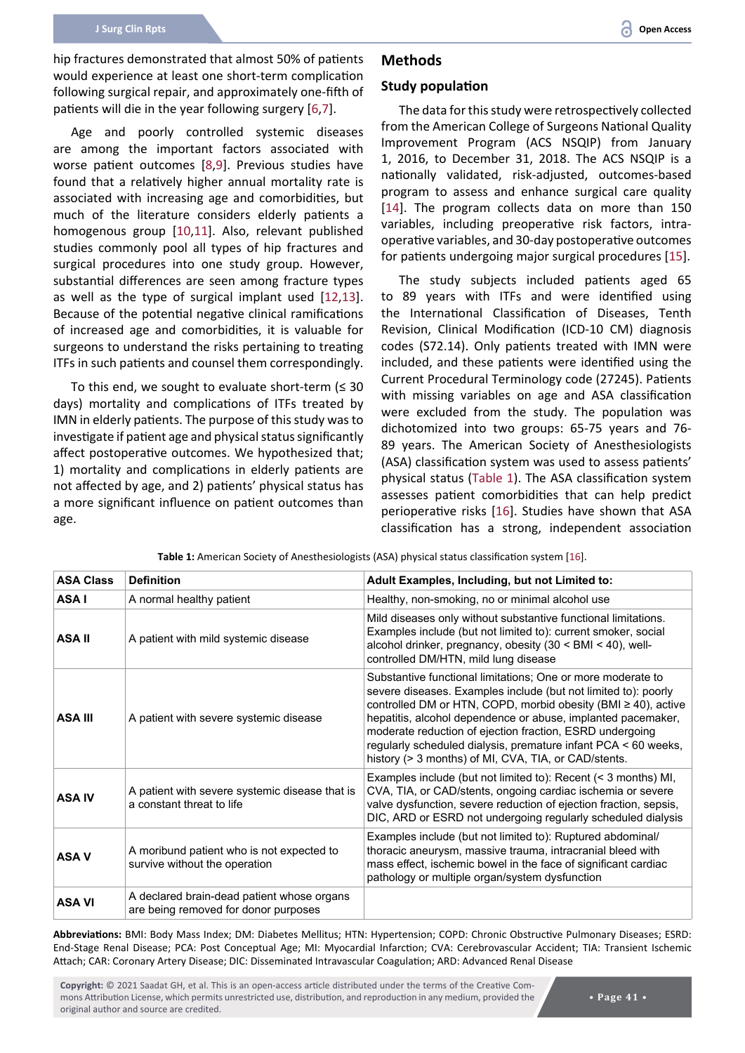hip fractures demonstrated that almost 50% of patients would experience at least one short-term complication following surgical repair, and approximately one-fifth of patients will die in the year following surgery [6,7].

Age and poorly controlled systemic diseases are among the important factors associated with worse patient outcomes [8,9]. Previous studies have found that a relatively higher annual mortality rate is associated with increasing age and comorbidities, but much of the literature considers elderly patients a homogenous group [10,11]. Also, relevant published studies commonly pool all types of hip fractures and surgical procedures into one study group. However, substantial differences are seen among fracture types as well as the type of surgical implant used [12,13]. Because of the potential negative clinical ramifications of increased age and comorbidities, it is valuable for surgeons to understand the risks pertaining to treating ITFs in such patients and counsel them correspondingly.

To this end, we sought to evaluate short-term (≤ 30 days) mortality and complications of ITFs treated by IMN in elderly patients. The purpose of this study was to investigate if patient age and physical status significantly affect postoperative outcomes. We hypothesized that; 1) mortality and complications in elderly patients are not affected by age, and 2) patients' physical status has a more significant influence on patient outcomes than age.

## Methods

### Study population

The data for this study were retrospectively collected from the American College of Surgeons National Quality Improvement Program (ACS NSQIP) from January 1, 2016, to December 31, 2018. The ACS NSQIP is a nationally validated, risk-adjusted, outcomes-based program to assess and enhance surgical care quality [14]. The program collects data on more than 150 variables, including preoperative risk factors, intra-operative variables, and 30-day postoperative outcomes for patients undergoing major surgical procedures [15].

The study subjects included patients aged 65 to 89 years with ITFs and were identified using the International Classification of Diseases, Tenth Revision, Clinical Modification (ICD-10 CM) diagnosis codes (S72.14). Only patients treated with IMN were included, and these patients were identified using the Current Procedural Terminology code (27245). Patients with missing variables on age and ASA classification were excluded from the study. The population was dichotomized into two groups: 65-75 years and 76-89 years. The American Society of Anesthesiologists (ASA) classification system was used to assess patients' physical status (Table 1). The ASA classification system assesses patient comorbidities that can help predict perioperative risks [16]. Studies have shown that ASA classification has a strong, independent association

**Table 1:** American Society of Anesthesiologists (ASA) physical status classification system [16].

| ASA Class | Definition | Adult Examples, Including, but not Limited to: |
|---|---|---|
| ASA I | A normal healthy patient | Healthy, non-smoking, no or minimal alcohol use |
| ASA II | A patient with mild systemic disease | Mild diseases only without substantive functional limitations. Examples include (but not limited to): current smoker, social alcohol drinker, pregnancy, obesity (30 < BMI < 40), well-controlled DM/HTN, mild lung disease |
| ASA III | A patient with severe systemic disease | Substantive functional limitations; One or more moderate to severe diseases. Examples include (but not limited to): poorly controlled DM or HTN, COPD, morbid obesity (BMI ≥ 40), active hepatitis, alcohol dependence or abuse, implanted pacemaker, moderate reduction of ejection fraction, ESRD undergoing regularly scheduled dialysis, premature infant PCA < 60 weeks, history (> 3 months) of MI, CVA, TIA, or CAD/stents. |
| ASA IV | A patient with severe systemic disease that is a constant threat to life | Examples include (but not limited to): Recent (< 3 months) MI, CVA, TIA, or CAD/stents, ongoing cardiac ischemia or severe valve dysfunction, severe reduction of ejection fraction, sepsis, DIC, ARD or ESRD not undergoing regularly scheduled dialysis |
| ASA V | A moribund patient who is not expected to survive without the operation | Examples include (but not limited to): Ruptured abdominal/thoracic aneurysm, massive trauma, intracranial bleed with mass effect, ischemic bowel in the face of significant cardiac pathology or multiple organ/system dysfunction |
| ASA VI | A declared brain-dead patient whose organs are being removed for donor purposes | |

**Abbreviations:** BMI: Body Mass Index; DM: Diabetes Mellitus; HTN: Hypertension; COPD: Chronic Obstructive Pulmonary Diseases; ESRD: End-Stage Renal Disease; PCA: Post Conceptual Age; MI: Myocardial Infarction; CVA: Cerebrovascular Accident; TIA: Transient Ischemic Attach; CAR: Coronary Artery Disease; DIC: Disseminated Intravascular Coagulation; ARD: Advanced Renal Disease

**Copyright:** © 2021 Saadat GH, et al. This is an open-access article distributed under the terms of the Creative Commons Attribution License, which permits unrestricted use, distribution, and reproduction in any medium, provided the original author and source are credited.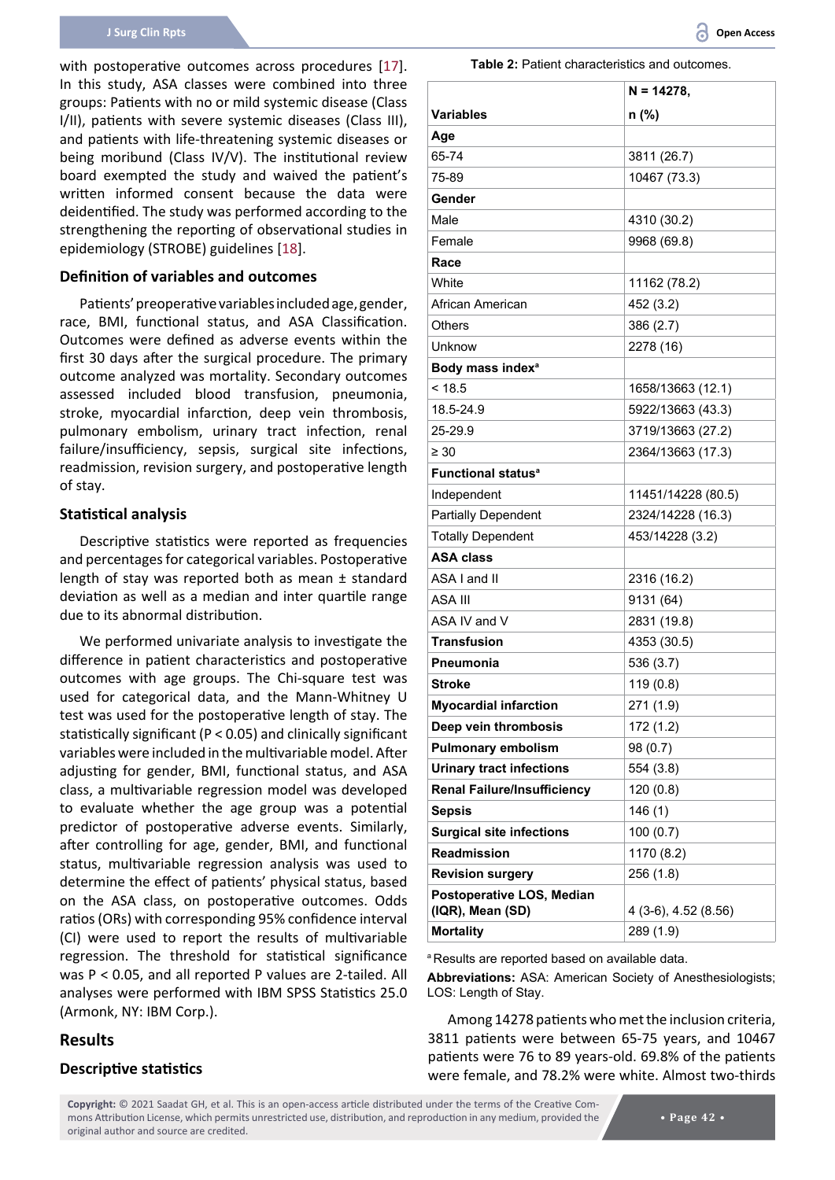with postoperative outcomes across procedures [17]. In this study, ASA classes were combined into three groups: Patients with no or mild systemic disease (Class I/II), patients with severe systemic diseases (Class III), and patients with life-threatening systemic diseases or being moribund (Class IV/V). The institutional review board exempted the study and waived the patient's written informed consent because the data were deidentified. The study was performed according to the strengthening the reporting of observational studies in epidemiology (STROBE) guidelines [18].

## Definition of variables and outcomes

Patients' preoperative variables included age, gender, race, BMI, functional status, and ASA Classification. Outcomes were defined as adverse events within the first 30 days after the surgical procedure. The primary outcome analyzed was mortality. Secondary outcomes assessed included blood transfusion, pneumonia, stroke, myocardial infarction, deep vein thrombosis, pulmonary embolism, urinary tract infection, renal failure/insufficiency, sepsis, surgical site infections, readmission, revision surgery, and postoperative length of stay.

## Statistical analysis

Descriptive statistics were reported as frequencies and percentages for categorical variables. Postoperative length of stay was reported both as mean ± standard deviation as well as a median and inter quartile range due to its abnormal distribution.

We performed univariate analysis to investigate the difference in patient characteristics and postoperative outcomes with age groups. The Chi-square test was used for categorical data, and the Mann-Whitney U test was used for the postoperative length of stay. The statistically significant ($P < 0.05$) and clinically significant variables were included in the multivariable model. After adjusting for gender, BMI, functional status, and ASA class, a multivariable regression model was developed to evaluate whether the age group was a potential predictor of postoperative adverse events. Similarly, after controlling for age, gender, BMI, and functional status, multivariable regression analysis was used to determine the effect of patients' physical status, based on the ASA class, on postoperative outcomes. Odds ratios (ORs) with corresponding 95% confidence interval (CI) were used to report the results of multivariable regression. The threshold for statistical significance was $P < 0.05$, and all reported P values are 2-tailed. All analyses were performed with IBM SPSS Statistics 25.0 (Armonk, NY: IBM Corp.).

**Table 2:** Patient characteristics and outcomes.

| Variables | N = 14278, n (%) |
|---|---|
| **Age** | |
| 65-74 | 3811 (26.7) |
| 75-89 | 10467 (73.3) |
| **Gender** | |
| Male | 4310 (30.2) |
| Female | 9968 (69.8) |
| **Race** | |
| White | 11162 (78.2) |
| African American | 452 (3.2) |
| Others | 386 (2.7) |
| Unknow | 2278 (16) |
| **Body mass index**[a] | |
| < 18.5 | 1658/13663 (12.1) |
| 18.5-24.9 | 5922/13663 (43.3) |
| 25-29.9 | 3719/13663 (27.2) |
| ≥ 30 | 2364/13663 (17.3) |
| **Functional status**[a] | |
| Independent | 11451/14228 (80.5) |
| Partially Dependent | 2324/14228 (16.3) |
| Totally Dependent | 453/14228 (3.2) |
| **ASA class** | |
| ASA I and II | 2316 (16.2) |
| ASA III | 9131 (64) |
| ASA IV and V | 2831 (19.8) |
| **Transfusion** | 4353 (30.5) |
| **Pneumonia** | 536 (3.7) |
| **Stroke** | 119 (0.8) |
| **Myocardial infarction** | 271 (1.9) |
| **Deep vein thrombosis** | 172 (1.2) |
| **Pulmonary embolism** | 98 (0.7) |
| **Urinary tract infections** | 554 (3.8) |
| **Renal Failure/Insufficiency** | 120 (0.8) |
| **Sepsis** | 146 (1) |
| **Surgical site infections** | 100 (0.7) |
| **Readmission** | 1170 (8.2) |
| **Revision surgery** | 256 (1.8) |
| **Postoperative LOS, Median (IQR), Mean (SD)** | 4 (3-6), 4.52 (8.56) |
| **Mortality** | 289 (1.9) |

[a] Results are reported based on available data.

**Abbreviations:** ASA: American Society of Anesthesiologists; LOS: Length of Stay.

## Results

### Descriptive statistics

Among 14278 patients who met the inclusion criteria, 3811 patients were between 65-75 years, and 10467 patients were 76 to 89 years-old. 69.8% of the patients were female, and 78.2% were white. Almost two-thirds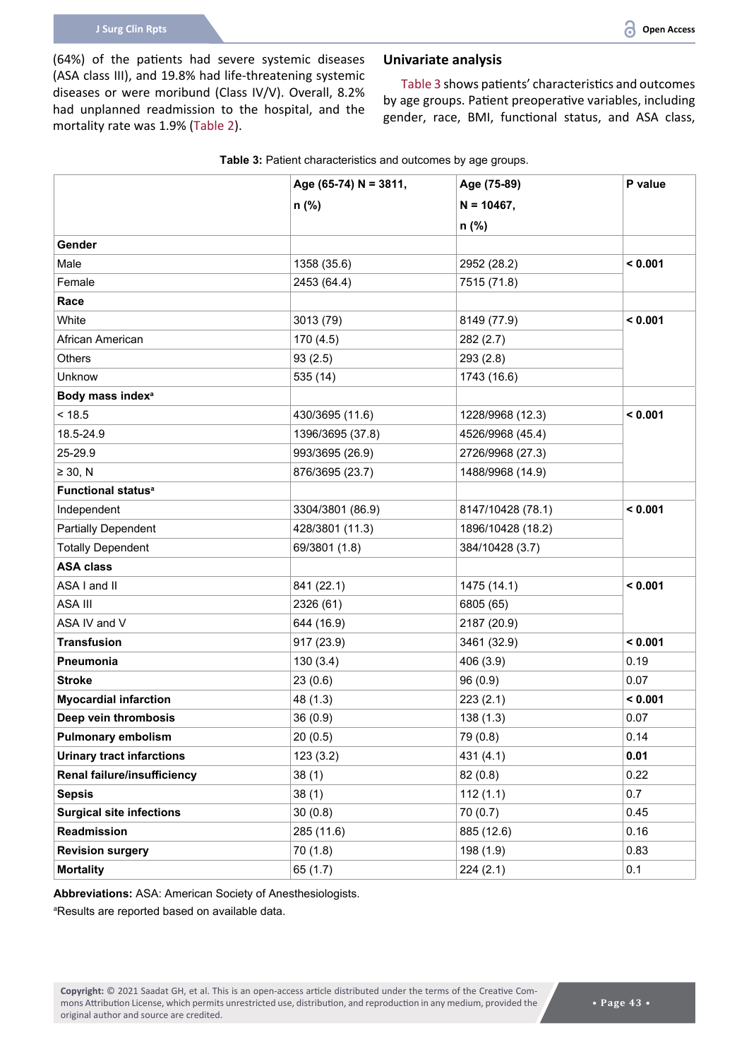(64%) of the patients had severe systemic diseases (ASA class III), and 19.8% had life-threatening systemic diseases or were moribund (Class IV/V). Overall, 8.2% had unplanned readmission to the hospital, and the mortality rate was 1.9% (Table 2).

## Univariate analysis

Table 3 shows patients' characteristics and outcomes by age groups. Patient preoperative variables, including gender, race, BMI, functional status, and ASA class,

**Table 3:** Patient characteristics and outcomes by age groups.

| | Age (65-74) N = 3811, n (%) | Age (75-89) N = 10467, n (%) | P value |
|---|---|---|---|
| **Gender** | | | |
| Male | 1358 (35.6) | 2952 (28.2) | **< 0.001** |
| Female | 2453 (64.4) | 7515 (71.8) | |
| **Race** | | | |
| White | 3013 (79) | 8149 (77.9) | **< 0.001** |
| African American | 170 (4.5) | 282 (2.7) | |
| Others | 93 (2.5) | 293 (2.8) | |
| Unknow | 535 (14) | 1743 (16.6) | |
| **Body mass index**[a] | | | |
| < 18.5 | 430/3695 (11.6) | 1228/9968 (12.3) | **< 0.001** |
| 18.5-24.9 | 1396/3695 (37.8) | 4526/9968 (45.4) | |
| 25-29.9 | 993/3695 (26.9) | 2726/9968 (27.3) | |
| ≥ 30, N | 876/3695 (23.7) | 1488/9968 (14.9) | |
| **Functional status**[a] | | | |
| Independent | 3304/3801 (86.9) | 8147/10428 (78.1) | **< 0.001** |
| Partially Dependent | 428/3801 (11.3) | 1896/10428 (18.2) | |
| Totally Dependent | 69/3801 (1.8) | 384/10428 (3.7) | |
| **ASA class** | | | |
| ASA I and II | 841 (22.1) | 1475 (14.1) | **< 0.001** |
| ASA III | 2326 (61) | 6805 (65) | |
| ASA IV and V | 644 (16.9) | 2187 (20.9) | |
| **Transfusion** | 917 (23.9) | 3461 (32.9) | **< 0.001** |
| **Pneumonia** | 130 (3.4) | 406 (3.9) | 0.19 |
| **Stroke** | 23 (0.6) | 96 (0.9) | 0.07 |
| **Myocardial infarction** | 48 (1.3) | 223 (2.1) | **< 0.001** |
| **Deep vein thrombosis** | 36 (0.9) | 138 (1.3) | 0.07 |
| **Pulmonary embolism** | 20 (0.5) | 79 (0.8) | 0.14 |
| **Urinary tract infarctions** | 123 (3.2) | 431 (4.1) | **0.01** |
| **Renal failure/insufficiency** | 38 (1) | 82 (0.8) | 0.22 |
| **Sepsis** | 38 (1) | 112 (1.1) | 0.7 |
| **Surgical site infections** | 30 (0.8) | 70 (0.7) | 0.45 |
| **Readmission** | 285 (11.6) | 885 (12.6) | 0.16 |
| **Revision surgery** | 70 (1.8) | 198 (1.9) | 0.83 |
| **Mortality** | 65 (1.7) | 224 (2.1) | 0.1 |

**Abbreviations:** ASA: American Society of Anesthesiologists.

[a]Results are reported based on available data.

**Copyright:** © 2021 Saadat GH, et al. This is an open-access article distributed under the terms of the Creative Commons Attribution License, which permits unrestricted use, distribution, and reproduction in any medium, provided the original author and source are credited.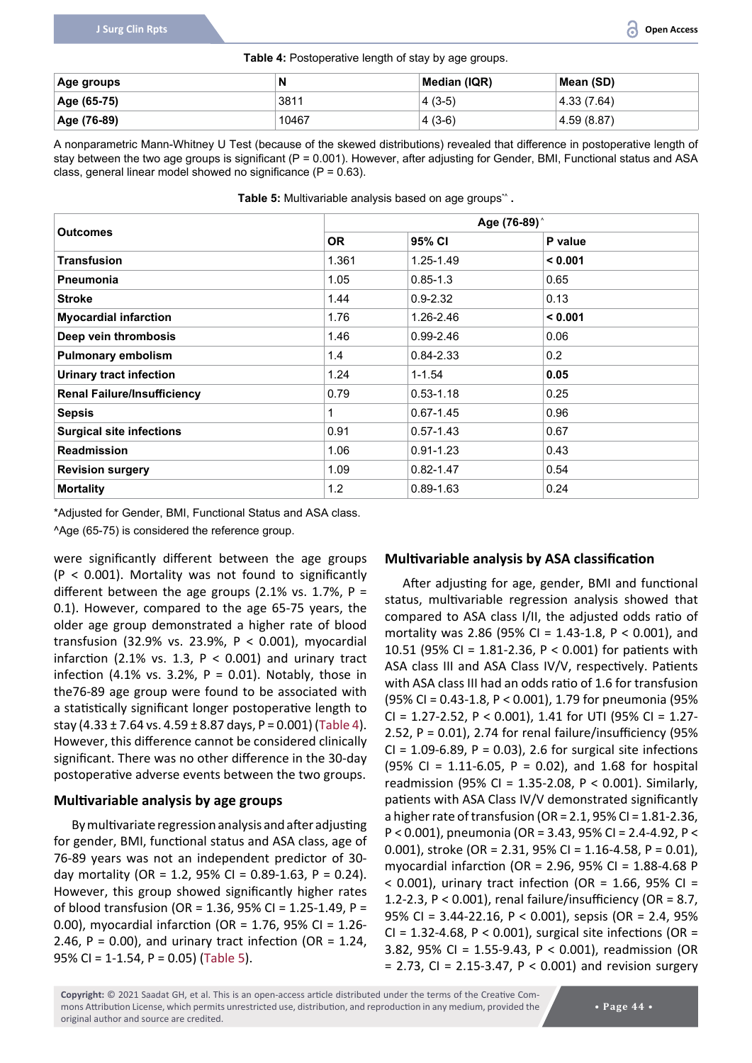**Table 4:** Postoperative length of stay by age groups.

| Age groups | N | Median (IQR) | Mean (SD) |
|---|---|---|---|
| Age (65-75) | 3811 | 4 (3-5) | 4.33 (7.64) |
| Age (76-89) | 10467 | 4 (3-6) | 4.59 (8.87) |

A nonparametric Mann-Whitney U Test (because of the skewed distributions) revealed that difference in postoperative length of stay between the two age groups is significant (P = 0.001). However, after adjusting for Gender, BMI, Functional status and ASA class, general linear model showed no significance (P = 0.63).

**Table 5:** Multivariable analysis based on age groups*^.

| Outcomes | Age (76-89)^ | | |
|---|---|---|---|
| | **OR** | **95% CI** | **P value** |
| **Transfusion** | 1.361 | 1.25-1.49 | **< 0.001** |
| **Pneumonia** | 1.05 | 0.85-1.3 | 0.65 |
| **Stroke** | 1.44 | 0.9-2.32 | 0.13 |
| **Myocardial infarction** | 1.76 | 1.26-2.46 | **< 0.001** |
| **Deep vein thrombosis** | 1.46 | 0.99-2.46 | 0.06 |
| **Pulmonary embolism** | 1.4 | 0.84-2.33 | 0.2 |
| **Urinary tract infection** | 1.24 | 1-1.54 | **0.05** |
| **Renal Failure/Insufficiency** | 0.79 | 0.53-1.18 | 0.25 |
| **Sepsis** | 1 | 0.67-1.45 | 0.96 |
| **Surgical site infections** | 0.91 | 0.57-1.43 | 0.67 |
| **Readmission** | 1.06 | 0.91-1.23 | 0.43 |
| **Revision surgery** | 1.09 | 0.82-1.47 | 0.54 |
| **Mortality** | 1.2 | 0.89-1.63 | 0.24 |

*Adjusted for Gender, BMI, Functional Status and ASA class.

^Age (65-75) is considered the reference group.

were significantly different between the age groups (P < 0.001). Mortality was not found to significantly different between the age groups (2.1% vs. 1.7%, P = 0.1). However, compared to the age 65-75 years, the older age group demonstrated a higher rate of blood transfusion (32.9% vs. 23.9%, P < 0.001), myocardial infarction (2.1% vs. 1.3, P < 0.001) and urinary tract infection (4.1% vs. 3.2%, P = 0.01). Notably, those in the76-89 age group were found to be associated with a statistically significant longer postoperative length to stay (4.33 ± 7.64 vs. 4.59 ± 8.87 days, P = 0.001) (Table 4). However, this difference cannot be considered clinically significant. There was no other difference in the 30-day postoperative adverse events between the two groups.

## Multivariable analysis by age groups

By multivariate regression analysis and after adjusting for gender, BMI, functional status and ASA class, age of 76-89 years was not an independent predictor of 30-day mortality (OR = 1.2, 95% CI = 0.89-1.63, P = 0.24). However, this group showed significantly higher rates of blood transfusion (OR = 1.36, 95% CI = 1.25-1.49, P = 0.00), myocardial infarction (OR = 1.76, 95% CI = 1.26-2.46, P = 0.00), and urinary tract infection (OR = 1.24, 95% CI = 1-1.54, P = 0.05) (Table 5).

## Multivariable analysis by ASA classification

After adjusting for age, gender, BMI and functional status, multivariable regression analysis showed that compared to ASA class I/II, the adjusted odds ratio of mortality was 2.86 (95% CI = 1.43-1.8, P < 0.001), and 10.51 (95% CI = 1.81-2.36, P < 0.001) for patients with ASA class III and ASA Class IV/V, respectively. Patients with ASA class III had an odds ratio of 1.6 for transfusion (95% CI = 0.43-1.8, P < 0.001), 1.79 for pneumonia (95% CI = 1.27-2.52, P < 0.001), 1.41 for UTI (95% CI = 1.27-2.52, P = 0.01), 2.74 for renal failure/insufficiency (95% CI = 1.09-6.89, P = 0.03), 2.6 for surgical site infections (95% CI = 1.11-6.05, P = 0.02), and 1.68 for hospital readmission (95% CI = 1.35-2.08, P < 0.001). Similarly, patients with ASA Class IV/V demonstrated significantly a higher rate of transfusion (OR = 2.1, 95% CI = 1.81-2.36, P < 0.001), pneumonia (OR = 3.43, 95% CI = 2.4-4.92, P < 0.001), stroke (OR = 2.31, 95% CI = 1.16-4.58, P = 0.01), myocardial infarction (OR = 2.96, 95% CI = 1.88-4.68 P < 0.001), urinary tract infection (OR = 1.66, 95% CI = 1.2-2.3, P < 0.001), renal failure/insufficiency (OR = 8.7, 95% CI = 3.44-22.16, P < 0.001), sepsis (OR = 2.4, 95% CI = 1.32-4.68, P < 0.001), surgical site infections (OR = 3.82, 95% CI = 1.55-9.43, P < 0.001), readmission (OR = 2.73, CI = 2.15-3.47, P < 0.001) and revision surgery

**Copyright:** © 2021 Saadat GH, et al. This is an open-access article distributed under the terms of the Creative Commons Attribution License, which permits unrestricted use, distribution, and reproduction in any medium, provided the original author and source are credited.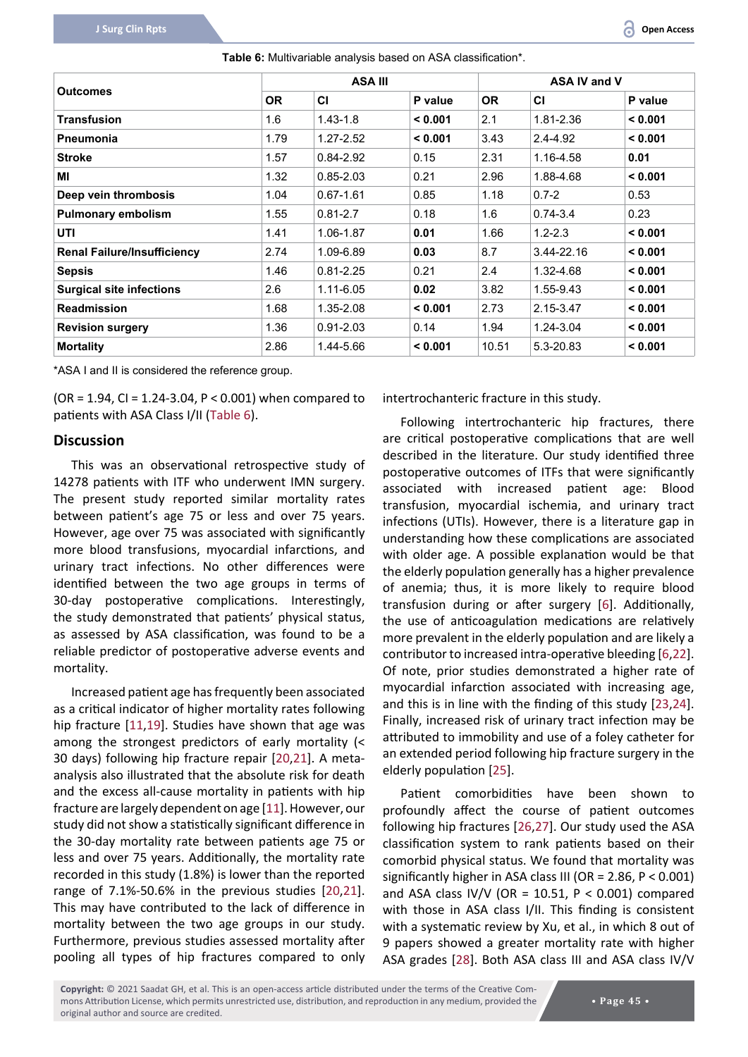**Table 6:** Multivariable analysis based on ASA classification*.

| Outcomes | ASA III | | | ASA IV and V | | |
|---|---|---|---|---|---|---|
| | **OR** | **CI** | **P value** | **OR** | **CI** | **P value** |
| **Transfusion** | 1.6 | 1.43-1.8 | **< 0.001** | 2.1 | 1.81-2.36 | **< 0.001** |
| **Pneumonia** | 1.79 | 1.27-2.52 | **< 0.001** | 3.43 | 2.4-4.92 | **< 0.001** |
| **Stroke** | 1.57 | 0.84-2.92 | 0.15 | 2.31 | 1.16-4.58 | **0.01** |
| **MI** | 1.32 | 0.85-2.03 | 0.21 | 2.96 | 1.88-4.68 | **< 0.001** |
| **Deep vein thrombosis** | 1.04 | 0.67-1.61 | 0.85 | 1.18 | 0.7-2 | 0.53 |
| **Pulmonary embolism** | 1.55 | 0.81-2.7 | 0.18 | 1.6 | 0.74-3.4 | 0.23 |
| **UTI** | 1.41 | 1.06-1.87 | **0.01** | 1.66 | 1.2-2.3 | **< 0.001** |
| **Renal Failure/Insufficiency** | 2.74 | 1.09-6.89 | **0.03** | 8.7 | 3.44-22.16 | **< 0.001** |
| **Sepsis** | 1.46 | 0.81-2.25 | 0.21 | 2.4 | 1.32-4.68 | **< 0.001** |
| **Surgical site infections** | 2.6 | 1.11-6.05 | **0.02** | 3.82 | 1.55-9.43 | **< 0.001** |
| **Readmission** | 1.68 | 1.35-2.08 | **< 0.001** | 2.73 | 2.15-3.47 | **< 0.001** |
| **Revision surgery** | 1.36 | 0.91-2.03 | 0.14 | 1.94 | 1.24-3.04 | **< 0.001** |
| **Mortality** | 2.86 | 1.44-5.66 | **< 0.001** | 10.51 | 5.3-20.83 | **< 0.001** |

*ASA I and II is considered the reference group.

(OR = 1.94, CI = 1.24-3.04, P < 0.001) when compared to patients with ASA Class I/II (Table 6).

## Discussion

This was an observational retrospective study of 14278 patients with ITF who underwent IMN surgery. The present study reported similar mortality rates between patient's age 75 or less and over 75 years. However, age over 75 was associated with significantly more blood transfusions, myocardial infarctions, and urinary tract infections. No other differences were identified between the two age groups in terms of 30-day postoperative complications. Interestingly, the study demonstrated that patients' physical status, as assessed by ASA classification, was found to be a reliable predictor of postoperative adverse events and mortality.

Increased patient age has frequently been associated as a critical indicator of higher mortality rates following hip fracture [11,19]. Studies have shown that age was among the strongest predictors of early mortality (< 30 days) following hip fracture repair [20,21]. A meta-analysis also illustrated that the absolute risk for death and the excess all-cause mortality in patients with hip fracture are largely dependent on age [11]. However, our study did not show a statistically significant difference in the 30-day mortality rate between patients age 75 or less and over 75 years. Additionally, the mortality rate recorded in this study (1.8%) is lower than the reported range of 7.1%-50.6% in the previous studies [20,21]. This may have contributed to the lack of difference in mortality between the two age groups in our study. Furthermore, previous studies assessed mortality after pooling all types of hip fractures compared to only intertrochanteric fracture in this study.

Following intertrochanteric hip fractures, there are critical postoperative complications that are well described in the literature. Our study identified three postoperative outcomes of ITFs that were significantly associated with increased patient age: Blood transfusion, myocardial ischemia, and urinary tract infections (UTIs). However, there is a literature gap in understanding how these complications are associated with older age. A possible explanation would be that the elderly population generally has a higher prevalence of anemia; thus, it is more likely to require blood transfusion during or after surgery [6]. Additionally, the use of anticoagulation medications are relatively more prevalent in the elderly population and are likely a contributor to increased intra-operative bleeding [6,22]. Of note, prior studies demonstrated a higher rate of myocardial infarction associated with increasing age, and this is in line with the finding of this study [23,24]. Finally, increased risk of urinary tract infection may be attributed to immobility and use of a foley catheter for an extended period following hip fracture surgery in the elderly population [25].

Patient comorbidities have been shown to profoundly affect the course of patient outcomes following hip fractures [26,27]. Our study used the ASA classification system to rank patients based on their comorbid physical status. We found that mortality was significantly higher in ASA class III (OR = 2.86, P < 0.001) and ASA class IV/V (OR = 10.51, P < 0.001) compared with those in ASA class I/II. This finding is consistent with a systematic review by Xu, et al., in which 8 out of 9 papers showed a greater mortality rate with higher ASA grades [28]. Both ASA class III and ASA class IV/V

**Copyright:** © 2021 Saadat GH, et al. This is an open-access article distributed under the terms of the Creative Commons Attribution License, which permits unrestricted use, distribution, and reproduction in any medium, provided the original author and source are credited.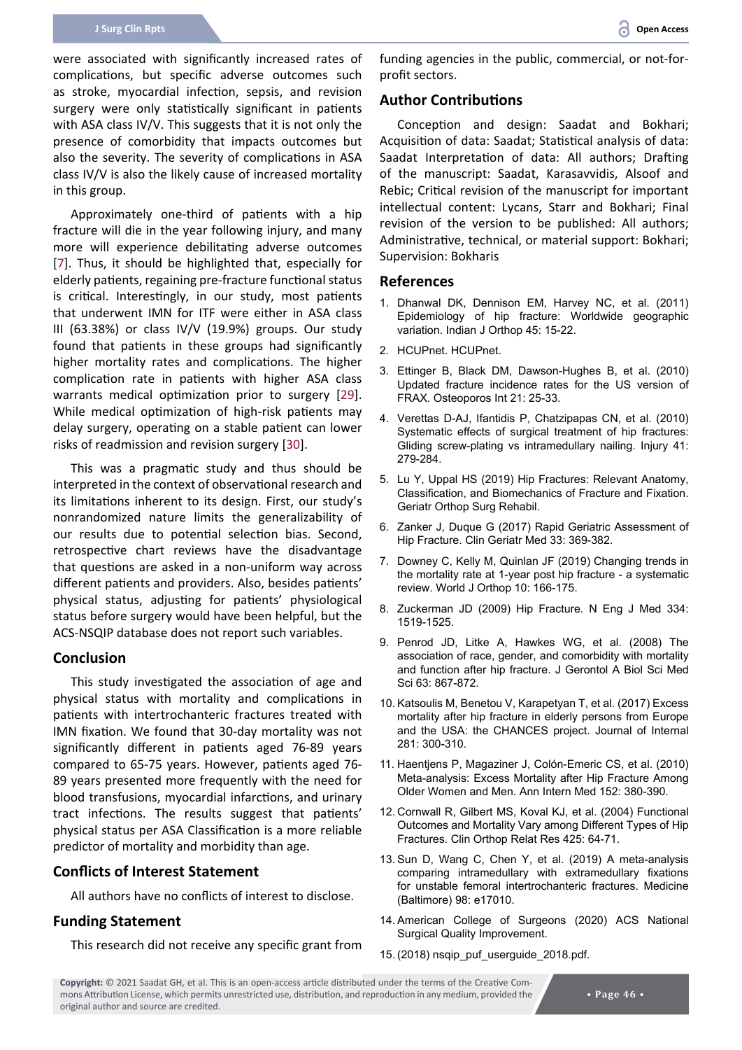were associated with significantly increased rates of complications, but specific adverse outcomes such as stroke, myocardial infection, sepsis, and revision surgery were only statistically significant in patients with ASA class IV/V. This suggests that it is not only the presence of comorbidity that impacts outcomes but also the severity. The severity of complications in ASA class IV/V is also the likely cause of increased mortality in this group.

Approximately one-third of patients with a hip fracture will die in the year following injury, and many more will experience debilitating adverse outcomes [7]. Thus, it should be highlighted that, especially for elderly patients, regaining pre-fracture functional status is critical. Interestingly, in our study, most patients that underwent IMN for ITF were either in ASA class III (63.38%) or class IV/V (19.9%) groups. Our study found that patients in these groups had significantly higher mortality rates and complications. The higher complication rate in patients with higher ASA class warrants medical optimization prior to surgery [29]. While medical optimization of high-risk patients may delay surgery, operating on a stable patient can lower risks of readmission and revision surgery [30].

This was a pragmatic study and thus should be interpreted in the context of observational research and its limitations inherent to its design. First, our study's nonrandomized nature limits the generalizability of our results due to potential selection bias. Second, retrospective chart reviews have the disadvantage that questions are asked in a non-uniform way across different patients and providers. Also, besides patients' physical status, adjusting for patients' physiological status before surgery would have been helpful, but the ACS-NSQIP database does not report such variables.

## Conclusion

This study investigated the association of age and physical status with mortality and complications in patients with intertrochanteric fractures treated with IMN fixation. We found that 30-day mortality was not significantly different in patients aged 76-89 years compared to 65-75 years. However, patients aged 76-89 years presented more frequently with the need for blood transfusions, myocardial infarctions, and urinary tract infections. The results suggest that patients' physical status per ASA Classification is a more reliable predictor of mortality and morbidity than age.

## Conflicts of Interest Statement

All authors have no conflicts of interest to disclose.

## Funding Statement

This research did not receive any specific grant from funding agencies in the public, commercial, or not-for-profit sectors.

## Author Contributions

Conception and design: Saadat and Bokhari; Acquisition of data: Saadat; Statistical analysis of data: Saadat Interpretation of data: All authors; Drafting of the manuscript: Saadat, Karasavvidis, Alsoof and Rebic; Critical revision of the manuscript for important intellectual content: Lycans, Starr and Bokhari; Final revision of the version to be published: All authors; Administrative, technical, or material support: Bokhari; Supervision: Bokharis

## References

1. Dhanwal DK, Dennison EM, Harvey NC, et al. (2011) Epidemiology of hip fracture: Worldwide geographic variation. Indian J Orthop 45: 15-22.
2. HCUPnet. HCUPnet.
3. Ettinger B, Black DM, Dawson-Hughes B, et al. (2010) Updated fracture incidence rates for the US version of FRAX. Osteoporos Int 21: 25-33.
4. Verettas D-AJ, Ifantidis P, Chatzipapas CN, et al. (2010) Systematic effects of surgical treatment of hip fractures: Gliding screw-plating vs intramedullary nailing. Injury 41: 279-284.
5. Lu Y, Uppal HS (2019) Hip Fractures: Relevant Anatomy, Classification, and Biomechanics of Fracture and Fixation. Geriatr Orthop Surg Rehabil.
6. Zanker J, Duque G (2017) Rapid Geriatric Assessment of Hip Fracture. Clin Geriatr Med 33: 369-382.
7. Downey C, Kelly M, Quinlan JF (2019) Changing trends in the mortality rate at 1-year post hip fracture - a systematic review. World J Orthop 10: 166-175.
8. Zuckerman JD (2009) Hip Fracture. N Eng J Med 334: 1519-1525.
9. Penrod JD, Litke A, Hawkes WG, et al. (2008) The association of race, gender, and comorbidity with mortality and function after hip fracture. J Gerontol A Biol Sci Med Sci 63: 867-872.
10. Katsoulis M, Benetou V, Karapetyan T, et al. (2017) Excess mortality after hip fracture in elderly persons from Europe and the USA: the CHANCES project. Journal of Internal 281: 300-310.
11. Haentjens P, Magaziner J, Colón-Emeric CS, et al. (2010) Meta-analysis: Excess Mortality after Hip Fracture Among Older Women and Men. Ann Intern Med 152: 380-390.
12. Cornwall R, Gilbert MS, Koval KJ, et al. (2004) Functional Outcomes and Mortality Vary among Different Types of Hip Fractures. Clin Orthop Relat Res 425: 64-71.
13. Sun D, Wang C, Chen Y, et al. (2019) A meta-analysis comparing intramedullary with extramedullary fixations for unstable femoral intertrochanteric fractures. Medicine (Baltimore) 98: e17010.
14. American College of Surgeons (2020) ACS National Surgical Quality Improvement.
15. (2018) nsqip_puf_userguide_2018.pdf.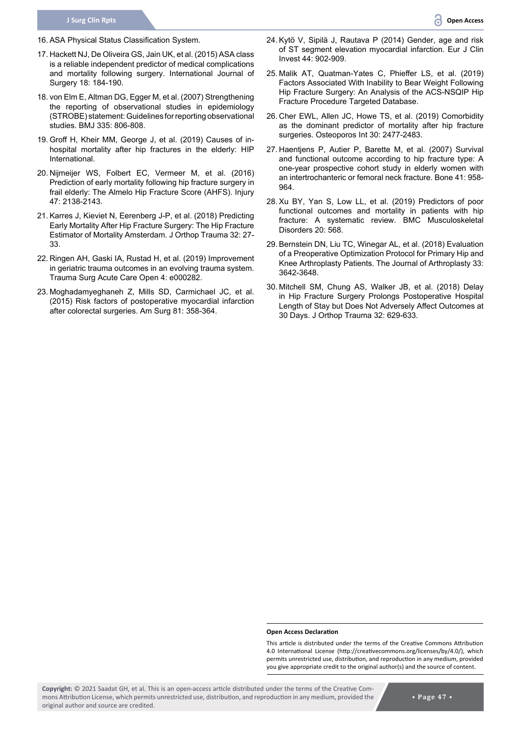16. ASA Physical Status Classification System.

17. Hackett NJ, De Oliveira GS, Jain UK, et al. (2015) ASA class is a reliable independent predictor of medical complications and mortality following surgery. International Journal of Surgery 18: 184-190.

18. von Elm E, Altman DG, Egger M, et al. (2007) Strengthening the reporting of observational studies in epidemiology (STROBE) statement: Guidelines for reporting observational studies. BMJ 335: 806-808.

19. Groff H, Kheir MM, George J, et al. (2019) Causes of in-hospital mortality after hip fractures in the elderly: HIP International.

20. Nijmeijer WS, Folbert EC, Vermeer M, et al. (2016) Prediction of early mortality following hip fracture surgery in frail elderly: The Almelo Hip Fracture Score (AHFS). Injury 47: 2138-2143.

21. Karres J, Kieviet N, Eerenberg J-P, et al. (2018) Predicting Early Mortality After Hip Fracture Surgery: The Hip Fracture Estimator of Mortality Amsterdam. J Orthop Trauma 32: 27-33.

22. Ringen AH, Gaski IA, Rustad H, et al. (2019) Improvement in geriatric trauma outcomes in an evolving trauma system. Trauma Surg Acute Care Open 4: e000282.

23. Moghadamyeghaneh Z, Mills SD, Carmichael JC, et al. (2015) Risk factors of postoperative myocardial infarction after colorectal surgeries. Am Surg 81: 358-364.

24. Kytö V, Sipilä J, Rautava P (2014) Gender, age and risk of ST segment elevation myocardial infarction. Eur J Clin Invest 44: 902-909.

25. Malik AT, Quatman-Yates C, Phieffer LS, et al. (2019) Factors Associated With Inability to Bear Weight Following Hip Fracture Surgery: An Analysis of the ACS-NSQIP Hip Fracture Procedure Targeted Database.

26. Cher EWL, Allen JC, Howe TS, et al. (2019) Comorbidity as the dominant predictor of mortality after hip fracture surgeries. Osteoporos Int 30: 2477-2483.

27. Haentjens P, Autier P, Barette M, et al. (2007) Survival and functional outcome according to hip fracture type: A one-year prospective cohort study in elderly women with an intertrochanteric or femoral neck fracture. Bone 41: 958-964.

28. Xu BY, Yan S, Low LL, et al. (2019) Predictors of poor functional outcomes and mortality in patients with hip fracture: A systematic review. BMC Musculoskeletal Disorders 20: 568.

29. Bernstein DN, Liu TC, Winegar AL, et al. (2018) Evaluation of a Preoperative Optimization Protocol for Primary Hip and Knee Arthroplasty Patients. The Journal of Arthroplasty 33: 3642-3648.

30. Mitchell SM, Chung AS, Walker JB, et al. (2018) Delay in Hip Fracture Surgery Prolongs Postoperative Hospital Length of Stay but Does Not Adversely Affect Outcomes at 30 Days. J Orthop Trauma 32: 629-633.

**Open Access Declaration**

This article is distributed under the terms of the Creative Commons Attribution 4.0 International License (http://creativecommons.org/licenses/by/4.0/), which permits unrestricted use, distribution, and reproduction in any medium, provided you give appropriate credit to the original author(s) and the source of content.

**Copyright:** © 2021 Saadat GH, et al. This is an open-access article distributed under the terms of the Creative Commons Attribution License, which permits unrestricted use, distribution, and reproduction in any medium, provided the original author and source are credited.